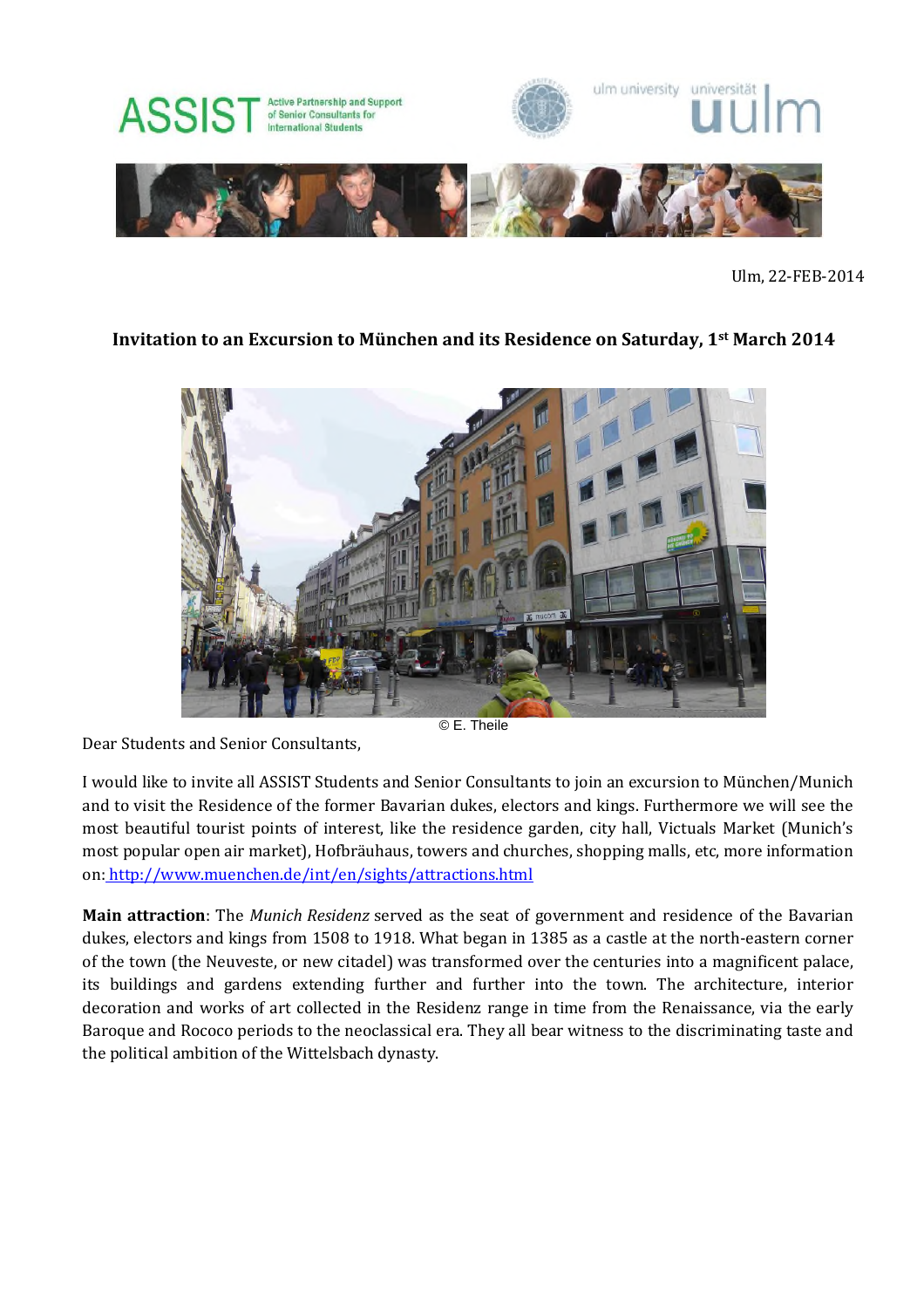Ulm, 22-FEB-2014

**Invitation to an Excursion to München and its Residence on Saturday, 1st March 2014**

© E. Theile

Dear Students and Senior Consultants,

I would like to invite all ASSIST Students and Senior Consultants to join an excursion to München/Munich and to visit the Residence of the former Bavarian dukes, electors and kings. Furthermore we will see the most beautiful tourist points of interest, like the residence garden, city hall, Victuals Market (Munich's most popular open air market), Hofbräuhaus, towers and churches, shopping malls, etc, more information on: http://www.muenchen.de/int/en/sights/attractions.html

**Main attraction**: The *Munich Residenz* served as the seat of government and residence of the Bavarian dukes, electors and kings from 1508 to 1918. What began in 1385 as a castle at the north-eastern corner of the town (the Neuveste, or new citadel) was transformed over the centuries into a magnificent palace, its buildings and gardens extending further and further into the town. The architecture, interior decoration and works of art collected in the Residenz range in time from the Renaissance, via the early Baroque and Rococo periods to the neoclassical era. They all bear witness to the discriminating taste and the political ambition of the Wittelsbach dynasty.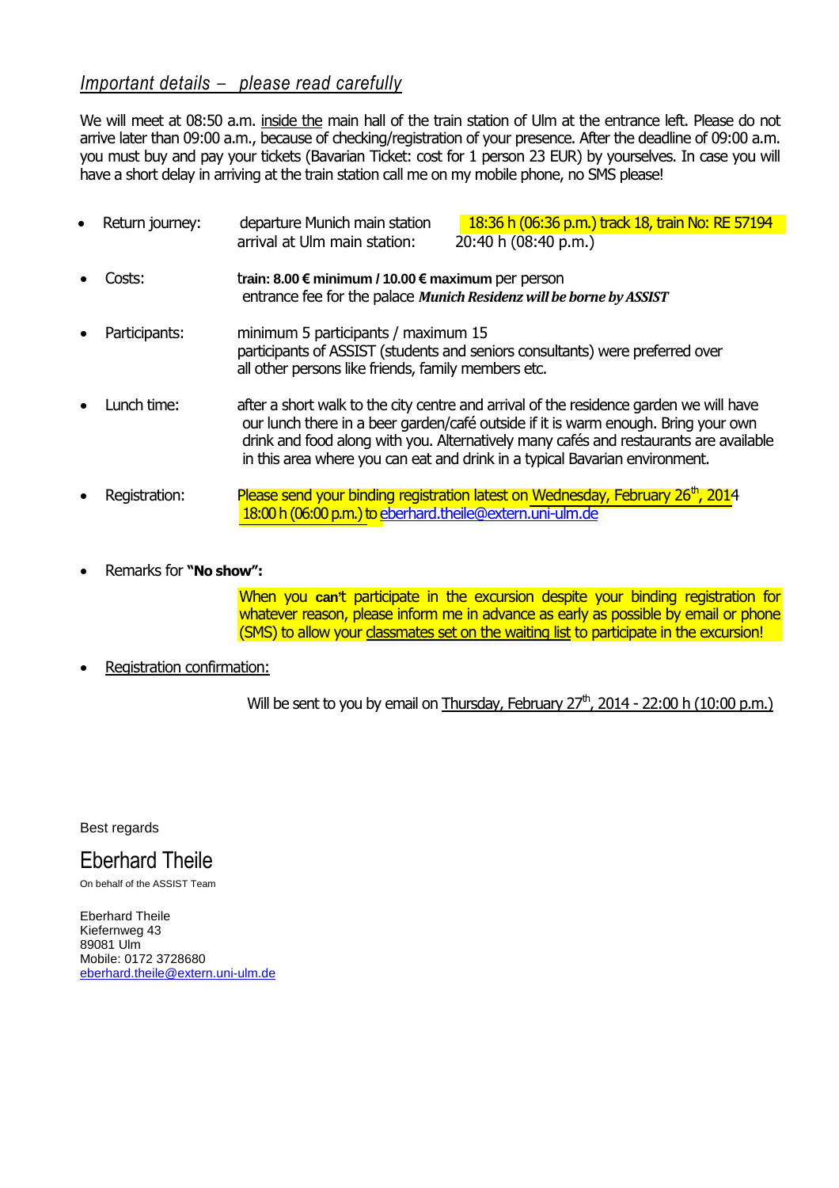## *Important details – please read carefully*

We will meet at 08:50 a.m. inside the main hall of the train station of Ulm at the entrance left. Please do not arrive later than 09:00 a.m., because of checking/registration of your presence. After the deadline of 09:00 a.m. you must buy and pay your tickets (Bavarian Ticket: cost for 1 person 23 EUR) by yourselves. In case you will have a short delay in arriving at the train station call me on my mobile phone, no SMS please!

- Return journey: departure Munich main station 18:36 h (06:36 p.m.) track 18, train No: RE 57194
  arrival at Ulm main station: 20:40 h (08:40 p.m.)

- Costs: **train: 8.00 € minimum / 10.00 € maximum** per person
  entrance fee for the palace ***Munich Residenz will be borne by ASSIST***

- Participants: minimum 5 participants / maximum 15
  participants of ASSIST (students and seniors consultants) were preferred over all other persons like friends, family members etc.

- Lunch time: after a short walk to the city centre and arrival of the residence garden we will have our lunch there in a beer garden/café outside if it is warm enough. Bring your own drink and food along with you. Alternatively many cafés and restaurants are available in this area where you can eat and drink in a typical Bavarian environment.

- Registration: Please send your binding registration latest on Wednesday, February 26th, 2014 18:00 h (06:00 p.m.) to eberhard.theile@extern.uni-ulm.de

- Remarks for **"No show":**

  When you **can't** participate in the excursion despite your binding registration for whatever reason, please inform me in advance as early as possible by email or phone (SMS) to allow your classmates set on the waiting list to participate in the excursion!

- Registration confirmation:

  Will be sent to you by email on Thursday, February 27th, 2014 - 22:00 h (10:00 p.m.)

Best regards

Eberhard Theile

On behalf of the ASSIST Team

Eberhard Theile
Kiefernweg 43
89081 Ulm
Mobile: 0172 3728680
eberhard.theile@extern.uni-ulm.de